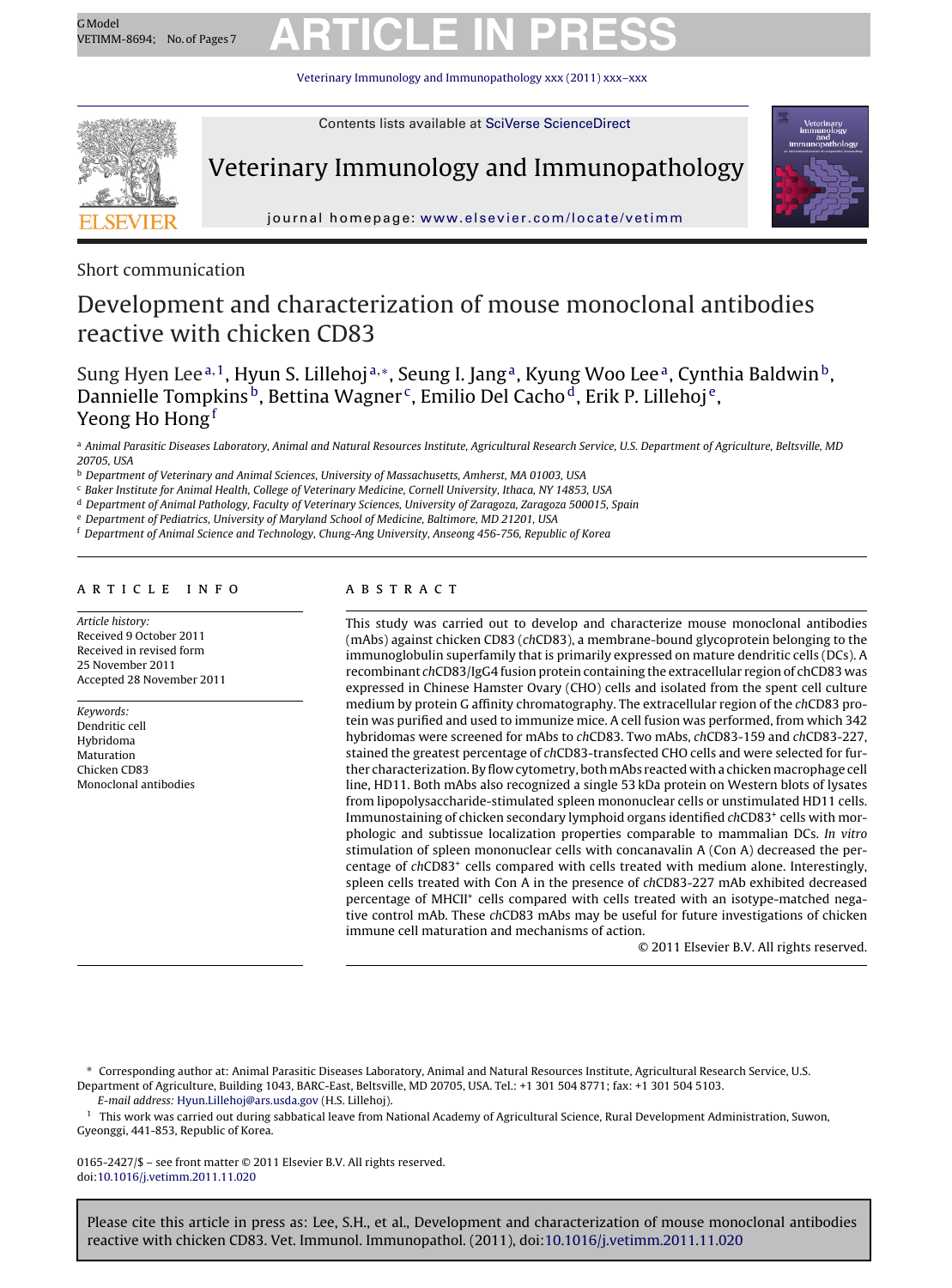Short communication

# Development and characterization of mouse monoclonal antibodies reactive with chicken CD83

Sung Hyen Lee[a,1], Hyun S. Lillehoj[a,*], Seung I. Jang[a], Kyung Woo Lee[a], Cynthia Baldwin[b], Dannielle Tompkins[b], Bettina Wagner[c], Emilio Del Cacho[d], Erik P. Lillehoj[e], Yeong Ho Hong[f]

[a] Animal Parasitic Diseases Laboratory, Animal and Natural Resources Institute, Agricultural Research Service, U.S. Department of Agriculture, Beltsville, MD 20705, USA

[b] Department of Veterinary and Animal Sciences, University of Massachusetts, Amherst, MA 01003, USA

[c] Baker Institute for Animal Health, College of Veterinary Medicine, Cornell University, Ithaca, NY 14853, USA

[d] Department of Animal Pathology, Faculty of Veterinary Sciences, University of Zaragoza, Zaragoza 500015, Spain

[e] Department of Pediatrics, University of Maryland School of Medicine, Baltimore, MD 21201, USA

[f] Department of Animal Science and Technology, Chung-Ang University, Anseong 456-756, Republic of Korea

## ARTICLE INFO

*Article history:*
Received 9 October 2011
Received in revised form 25 November 2011
Accepted 28 November 2011

*Keywords:*
Dendritic cell
Hybridoma
Maturation
Chicken CD83
Monoclonal antibodies

## ABSTRACT

This study was carried out to develop and characterize mouse monoclonal antibodies (mAbs) against chicken CD83 (*ch*CD83), a membrane-bound glycoprotein belonging to the immunoglobulin superfamily that is primarily expressed on mature dendritic cells (DCs). A recombinant *ch*CD83/IgG4 fusion protein containing the extracellular region of chCD83 was expressed in Chinese Hamster Ovary (CHO) cells and isolated from the spent cell culture medium by protein G affinity chromatography. The extracellular region of the *ch*CD83 protein was purified and used to immunize mice. A cell fusion was performed, from which 342 hybridomas were screened for mAbs to *ch*CD83. Two mAbs, *ch*CD83-159 and *ch*CD83-227, stained the greatest percentage of *ch*CD83-transfected CHO cells and were selected for further characterization. By flow cytometry, both mAbs reacted with a chicken macrophage cell line, HD11. Both mAbs also recognized a single 53 kDa protein on Western blots of lysates from lipopolysaccharide-stimulated spleen mononuclear cells or unstimulated HD11 cells. Immunostaining of chicken secondary lymphoid organs identified *ch*CD83$^{+}$ cells with morphologic and subtissue localization properties comparable to mammalian DCs. *In vitro* stimulation of spleen mononuclear cells with concanavalin A (Con A) decreased the percentage of *ch*CD83$^{+}$ cells compared with cells treated with medium alone. Interestingly, spleen cells treated with Con A in the presence of *ch*CD83-227 mAb exhibited decreased percentage of MHCII$^{+}$ cells compared with cells treated with an isotype-matched negative control mAb. These *ch*CD83 mAbs may be useful for future investigations of chicken immune cell maturation and mechanisms of action.

© 2011 Elsevier B.V. All rights reserved.

\* Corresponding author at: Animal Parasitic Diseases Laboratory, Animal and Natural Resources Institute, Agricultural Research Service, U.S. Department of Agriculture, Building 1043, BARC-East, Beltsville, MD 20705, USA. Tel.: +1 301 504 8771; fax: +1 301 504 5103.
*E-mail address:* Hyun.Lillehoj@ars.usda.gov (H.S. Lillehoj).

[1] This work was carried out during sabbatical leave from National Academy of Agricultural Science, Rural Development Administration, Suwon, Gyeonggi, 441-853, Republic of Korea.

0165-2427/$ – see front matter © 2011 Elsevier B.V. All rights reserved.
doi:10.1016/j.vetimm.2011.11.020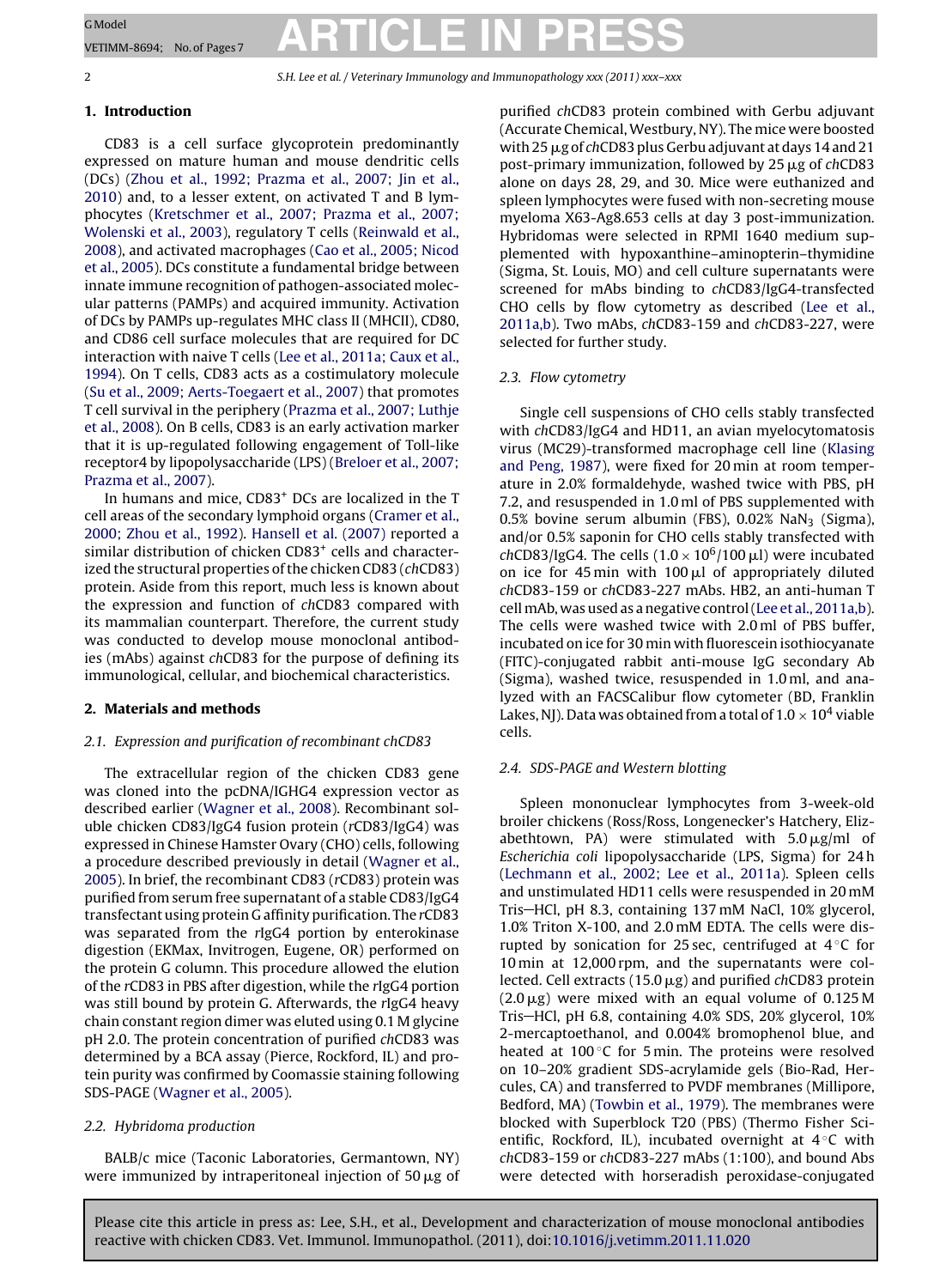## 1. Introduction

CD83 is a cell surface glycoprotein predominantly expressed on mature human and mouse dendritic cells (DCs) (Zhou et al., 1992; Prazma et al., 2007; Jin et al., 2010) and, to a lesser extent, on activated T and B lymphocytes (Kretschmer et al., 2007; Prazma et al., 2007; Wolenski et al., 2003), regulatory T cells (Reinwald et al., 2008), and activated macrophages (Cao et al., 2005; Nicod et al., 2005). DCs constitute a fundamental bridge between innate immune recognition of pathogen-associated molecular patterns (PAMPs) and acquired immunity. Activation of DCs by PAMPs up-regulates MHC class II (MHCII), CD80, and CD86 cell surface molecules that are required for DC interaction with naive T cells (Lee et al., 2011a; Caux et al., 1994). On T cells, CD83 acts as a costimulatory molecule (Su et al., 2009; Aerts-Toegaert et al., 2007) that promotes T cell survival in the periphery (Prazma et al., 2007; Luthje et al., 2008). On B cells, CD83 is an early activation marker that it is up-regulated following engagement of Toll-like receptor4 by lipopolysaccharide (LPS) (Breloer et al., 2007; Prazma et al., 2007).

In humans and mice, CD83$^+$ DCs are localized in the T cell areas of the secondary lymphoid organs (Cramer et al., 2000; Zhou et al., 1992). Hansell et al. (2007) reported a similar distribution of chicken CD83$^+$ cells and characterized the structural properties of the chicken CD83 (*ch*CD83) protein. Aside from this report, much less is known about the expression and function of *ch*CD83 compared with its mammalian counterpart. Therefore, the current study was conducted to develop mouse monoclonal antibodies (mAbs) against *ch*CD83 for the purpose of defining its immunological, cellular, and biochemical characteristics.

## 2. Materials and methods

### 2.1. Expression and purification of recombinant chCD83

The extracellular region of the chicken CD83 gene was cloned into the pcDNA/IGHG4 expression vector as described earlier (Wagner et al., 2008). Recombinant soluble chicken CD83/IgG4 fusion protein (*r*CD83/IgG4) was expressed in Chinese Hamster Ovary (CHO) cells, following a procedure described previously in detail (Wagner et al., 2005). In brief, the recombinant CD83 (*r*CD83) protein was purified from serum free supernatant of a stable CD83/IgG4 transfectant using protein G affinity purification. The *r*CD83 was separated from the *r*IgG4 portion by enterokinase digestion (EKMax, Invitrogen, Eugene, OR) performed on the protein G column. This procedure allowed the elution of the *r*CD83 in PBS after digestion, while the *r*IgG4 portion was still bound by protein G. Afterwards, the *r*IgG4 heavy chain constant region dimer was eluted using 0.1 M glycine pH 2.0. The protein concentration of purified *ch*CD83 was determined by a BCA assay (Pierce, Rockford, IL) and protein purity was confirmed by Coomassie staining following SDS-PAGE (Wagner et al., 2005).

### 2.2. Hybridoma production

BALB/c mice (Taconic Laboratories, Germantown, NY) were immunized by intraperitoneal injection of 50 μg of purified *ch*CD83 protein combined with Gerbu adjuvant (Accurate Chemical, Westbury, NY). The mice were boosted with 25 μg of *ch*CD83 plus Gerbu adjuvant at days 14 and 21 post-primary immunization, followed by 25 μg of *ch*CD83 alone on days 28, 29, and 30. Mice were euthanized and spleen lymphocytes were fused with non-secreting mouse myeloma X63-Ag8.653 cells at day 3 post-immunization. Hybridomas were selected in RPMI 1640 medium supplemented with hypoxanthine–aminopterin–thymidine (Sigma, St. Louis, MO) and cell culture supernatants were screened for mAbs binding to *ch*CD83/IgG4-transfected CHO cells by flow cytometry as described (Lee et al., 2011a,b). Two mAbs, *ch*CD83-159 and *ch*CD83-227, were selected for further study.

### 2.3. Flow cytometry

Single cell suspensions of CHO cells stably transfected with *ch*CD83/IgG4 and HD11, an avian myelocytomatosis virus (MC29)-transformed macrophage cell line (Klasing and Peng, 1987), were fixed for 20 min at room temperature in 2.0% formaldehyde, washed twice with PBS, pH 7.2, and resuspended in 1.0 ml of PBS supplemented with 0.5% bovine serum albumin (FBS), 0.02% $NaN_3$ (Sigma), and/or 0.5% saponin for CHO cells stably transfected with *ch*CD83/IgG4. The cells ($1.0 \times 10^6$/100 μl) were incubated on ice for 45 min with 100 μl of appropriately diluted *ch*CD83-159 or *ch*CD83-227 mAbs. HB2, an anti-human T cell mAb, was used as a negative control (Lee et al., 2011a,b). The cells were washed twice with 2.0 ml of PBS buffer, incubated on ice for 30 min with fluorescein isothiocyanate (FITC)-conjugated rabbit anti-mouse IgG secondary Ab (Sigma), washed twice, resuspended in 1.0 ml, and analyzed with an FACSCalibur flow cytometer (BD, Franklin Lakes, NJ). Data was obtained from a total of $1.0 \times 10^4$ viable cells.

### 2.4. SDS-PAGE and Western blotting

Spleen mononuclear lymphocytes from 3-week-old broiler chickens (Ross/Ross, Longenecker's Hatchery, Elizabethtown, PA) were stimulated with 5.0 μg/ml of *Escherichia coli* lipopolysaccharide (LPS, Sigma) for 24 h (Lechmann et al., 2002; Lee et al., 2011a). Spleen cells and unstimulated HD11 cells were resuspended in 20 mM Tris–HCl, pH 8.3, containing 137 mM NaCl, 10% glycerol, 1.0% Triton X-100, and 2.0 mM EDTA. The cells were disrupted by sonication for 25 sec, centrifuged at 4 °C for 10 min at 12,000 rpm, and the supernatants were collected. Cell extracts (15.0 μg) and purified *ch*CD83 protein (2.0 μg) were mixed with an equal volume of 0.125 M Tris–HCl, pH 6.8, containing 4.0% SDS, 20% glycerol, 10% 2-mercaptoethanol, and 0.004% bromophenol blue, and heated at 100 °C for 5 min. The proteins were resolved on 10–20% gradient SDS-acrylamide gels (Bio-Rad, Hercules, CA) and transferred to PVDF membranes (Millipore, Bedford, MA) (Towbin et al., 1979). The membranes were blocked with Superblock T20 (PBS) (Thermo Fisher Scientific, Rockford, IL), incubated overnight at 4 °C with *ch*CD83-159 or *ch*CD83-227 mAbs (1:100), and bound Abs were detected with horseradish peroxidase-conjugated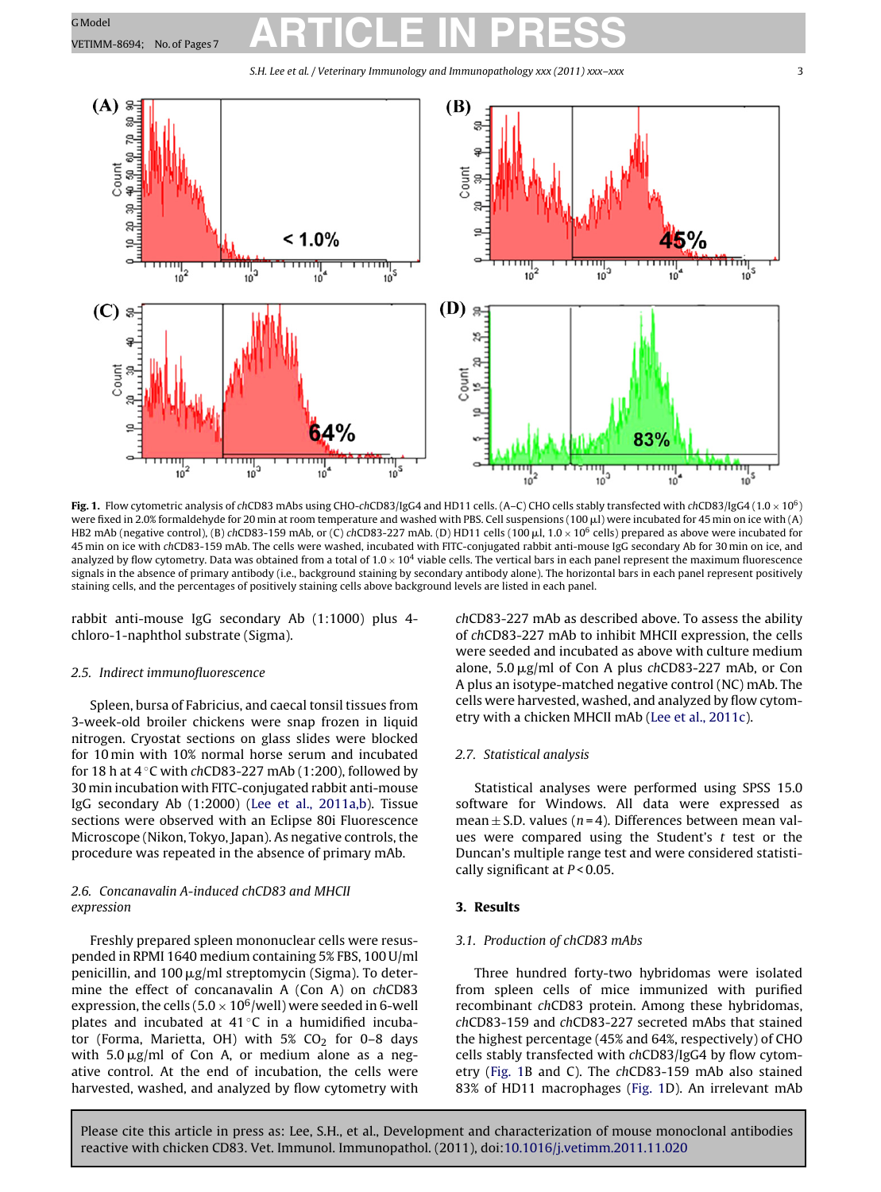**Fig. 1.** Flow cytometric analysis of *ch*CD83 mAbs using CHO-*ch*CD83/IgG4 and HD11 cells. (A–C) CHO cells stably transfected with *ch*CD83/IgG4 ($1.0 \times 10^6$) were fixed in 2.0% formaldehyde for 20 min at room temperature and washed with PBS. Cell suspensions (100 μl) were incubated for 45 min on ice with (A) HB2 mAb (negative control), (B) *ch*CD83-159 mAb, or (C) *ch*CD83-227 mAb. (D) HD11 cells (100 μl, $1.0 \times 10^6$ cells) prepared as above were incubated for 45 min on ice with *ch*CD83-159 mAb. The cells were washed, incubated with FITC-conjugated rabbit anti-mouse IgG secondary Ab for 30 min on ice, and analyzed by flow cytometry. Data was obtained from a total of $1.0 \times 10^4$ viable cells. The vertical bars in each panel represent the maximum fluorescence signals in the absence of primary antibody (i.e., background staining by secondary antibody alone). The horizontal bars in each panel represent positively staining cells, and the percentages of positively staining cells above background levels are listed in each panel.

rabbit anti-mouse IgG secondary Ab (1:1000) plus 4-chloro-1-naphthol substrate (Sigma).

### 2.5. Indirect immunofluorescence

Spleen, bursa of Fabricius, and caecal tonsil tissues from 3-week-old broiler chickens were snap frozen in liquid nitrogen. Cryostat sections on glass slides were blocked for 10 min with 10% normal horse serum and incubated for 18 h at 4 °C with *ch*CD83-227 mAb (1:200), followed by 30 min incubation with FITC-conjugated rabbit anti-mouse IgG secondary Ab (1:2000) (Lee et al., 2011a,b). Tissue sections were observed with an Eclipse 80i Fluorescence Microscope (Nikon, Tokyo, Japan). As negative controls, the procedure was repeated in the absence of primary mAb.

### 2.6. Concanavalin A-induced chCD83 and MHCII expression

Freshly prepared spleen mononuclear cells were resuspended in RPMI 1640 medium containing 5% FBS, 100 U/ml penicillin, and 100 μg/ml streptomycin (Sigma). To determine the effect of concanavalin A (Con A) on *ch*CD83 expression, the cells ($5.0 \times 10^6$/well) were seeded in 6-well plates and incubated at 41 °C in a humidified incubator (Forma, Marietta, OH) with 5% $CO_2$ for 0–8 days with 5.0 μg/ml of Con A, or medium alone as a negative control. At the end of incubation, the cells were harvested, washed, and analyzed by flow cytometry with *ch*CD83-227 mAb as described above. To assess the ability of *ch*CD83-227 mAb to inhibit MHCII expression, the cells were seeded and incubated as above with culture medium alone, 5.0 μg/ml of Con A plus *ch*CD83-227 mAb, or Con A plus an isotype-matched negative control (NC) mAb. The cells were harvested, washed, and analyzed by flow cytometry with a chicken MHCII mAb (Lee et al., 2011c).

### 2.7. Statistical analysis

Statistical analyses were performed using SPSS 15.0 software for Windows. All data were expressed as mean ± S.D. values ($n = 4$). Differences between mean values were compared using the Student's $t$ test or the Duncan's multiple range test and were considered statistically significant at $P < 0.05$.

## 3. Results

### 3.1. Production of chCD83 mAbs

Three hundred forty-two hybridomas were isolated from spleen cells of mice immunized with purified recombinant *ch*CD83 protein. Among these hybridomas, *ch*CD83-159 and *ch*CD83-227 secreted mAbs that stained the highest percentage (45% and 64%, respectively) of CHO cells stably transfected with *ch*CD83/IgG4 by flow cytometry (Fig. 1B and C). The *ch*CD83-159 mAb also stained 83% of HD11 macrophages (Fig. 1D). An irrelevant mAb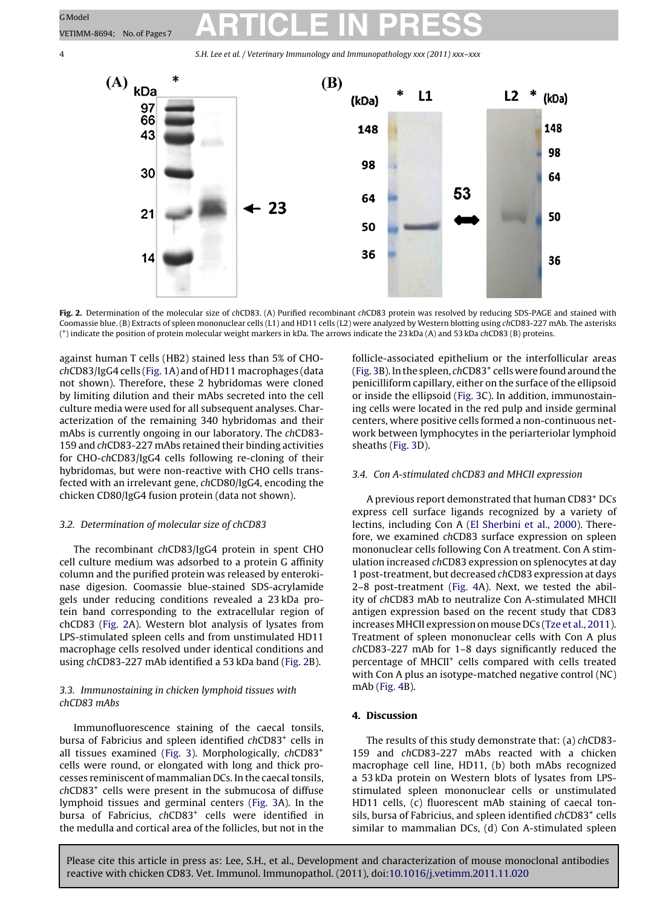**Fig. 2.** Determination of the molecular size of *ch*CD83. (A) Purified recombinant *ch*CD83 protein was resolved by reducing SDS-PAGE and stained with Coomassie blue. (B) Extracts of spleen mononuclear cells (L1) and HD11 cells (L2) were analyzed by Western blotting using *ch*CD83-227 mAb. The asterisks (*) indicate the position of protein molecular weight markers in kDa. The arrows indicate the 23 kDa (A) and 53 kDa *ch*CD83 (B) proteins.

against human T cells (HB2) stained less than 5% of CHO-*ch*CD83/IgG4 cells (Fig. 1A) and of HD11 macrophages (data not shown). Therefore, these 2 hybridomas were cloned by limiting dilution and their mAbs secreted into the cell culture media were used for all subsequent analyses. Characterization of the remaining 340 hybridomas and their mAbs is currently ongoing in our laboratory. The *ch*CD83-159 and *ch*CD83-227 mAbs retained their binding activities for CHO-*ch*CD83/IgG4 cells following re-cloning of their hybridomas, but were non-reactive with CHO cells transfected with an irrelevant gene, *ch*CD80/IgG4, encoding the chicken CD80/IgG4 fusion protein (data not shown).

### 3.2. Determination of molecular size of chCD83

The recombinant *ch*CD83/IgG4 protein in spent CHO cell culture medium was adsorbed to a protein G affinity column and the purified protein was released by enterokinase digesion. Coomassie blue-stained SDS-acrylamide gels under reducing conditions revealed a 23 kDa protein band corresponding to the extracellular region of chCD83 (Fig. 2A). Western blot analysis of lysates from LPS-stimulated spleen cells and from unstimulated HD11 macrophage cells resolved under identical conditions and using *ch*CD83-227 mAb identified a 53 kDa band (Fig. 2B).

### 3.3. Immunostaining in chicken lymphoid tissues with chCD83 mAbs

Immunofluorescence staining of the caecal tonsils, bursa of Fabricius and spleen identified *ch*CD83$^+$ cells in all tissues examined (Fig. 3). Morphologically, *ch*CD83$^+$ cells were round, or elongated with long and thick processes reminiscent of mammalian DCs. In the caecal tonsils, *ch*CD83$^+$ cells were present in the submucosa of diffuse lymphoid tissues and germinal centers (Fig. 3A). In the bursa of Fabricius, *ch*CD83$^+$ cells were identified in the medulla and cortical area of the follicles, but not in the follicle-associated epithelium or the interfollicular areas (Fig. 3B). In the spleen, *ch*CD83$^+$ cells were found around the penicilliform capillary, either on the surface of the ellipsoid or inside the ellipsoid (Fig. 3C). In addition, immunostaining cells were located in the red pulp and inside germinal centers, where positive cells formed a non-continuous network between lymphocytes in the periarteriolar lymphoid sheaths (Fig. 3D).

### 3.4. Con A-stimulated chCD83 and MHCII expression

A previous report demonstrated that human CD83$^+$ DCs express cell surface ligands recognized by a variety of lectins, including Con A (El Sherbini et al., 2000). Therefore, we examined *ch*CD83 surface expression on spleen mononuclear cells following Con A treatment. Con A stimulation increased *ch*CD83 expression on splenocytes at day 1 post-treatment, but decreased *ch*CD83 expression at days 2–8 post-treatment (Fig. 4A). Next, we tested the ability of *ch*CD83 mAb to neutralize Con A-stimulated MHCII antigen expression based on the recent study that CD83 increases MHCII expression on mouse DCs (Tze et al., 2011). Treatment of spleen mononuclear cells with Con A plus *ch*CD83-227 mAb for 1–8 days significantly reduced the percentage of MHCII$^+$ cells compared with cells treated with Con A plus an isotype-matched negative control (NC) mAb (Fig. 4B).

## 4. Discussion

The results of this study demonstrate that: (a) *ch*CD83-159 and *ch*CD83-227 mAbs reacted with a chicken macrophage cell line, HD11, (b) both mAbs recognized a 53 kDa protein on Western blots of lysates from LPS-stimulated spleen mononuclear cells or unstimulated HD11 cells, (c) fluorescent mAb staining of caecal tonsils, bursa of Fabricius, and spleen identified *ch*CD83$^+$ cells similar to mammalian DCs, (d) Con A-stimulated spleen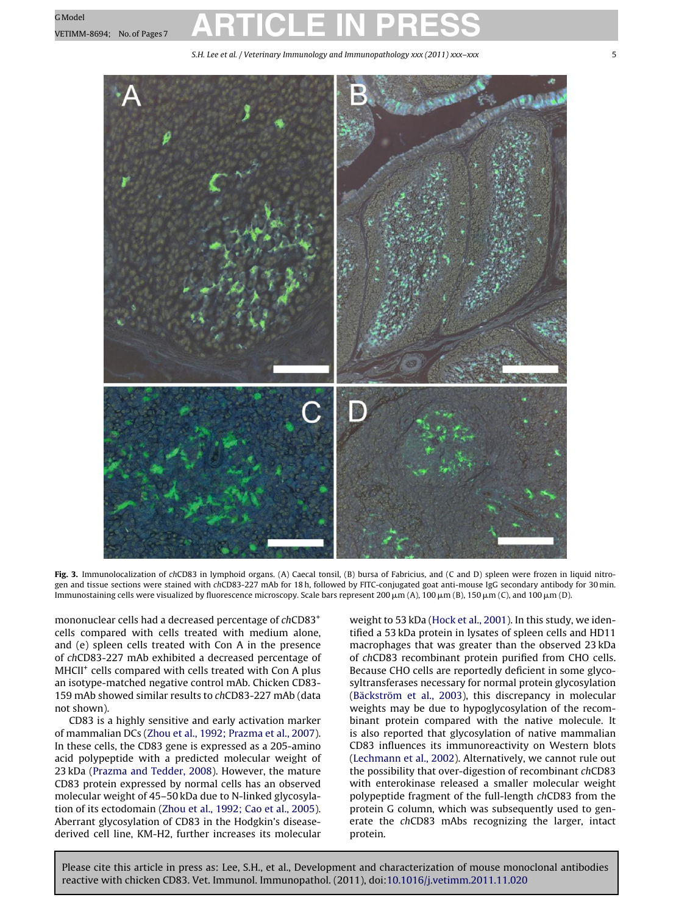**Fig. 3.** Immunolocalization of *ch*CD83 in lymphoid organs. (A) Caecal tonsil, (B) bursa of Fabricius, and (C and D) spleen were frozen in liquid nitrogen and tissue sections were stained with *ch*CD83-227 mAb for 18 h, followed by FITC-conjugated goat anti-mouse IgG secondary antibody for 30 min. Immunostaining cells were visualized by fluorescence microscopy. Scale bars represent 200 μm (A), 100 μm (B), 150 μm (C), and 100 μm (D).

mononuclear cells had a decreased percentage of *ch*CD83$^+$ cells compared with cells treated with medium alone, and (e) spleen cells treated with Con A in the presence of *ch*CD83-227 mAb exhibited a decreased percentage of MHCII$^+$ cells compared with cells treated with Con A plus an isotype-matched negative control mAb. Chicken CD83-159 mAb showed similar results to *ch*CD83-227 mAb (data not shown).

CD83 is a highly sensitive and early activation marker of mammalian DCs (Zhou et al., 1992; Prazma et al., 2007). In these cells, the CD83 gene is expressed as a 205-amino acid polypeptide with a predicted molecular weight of 23 kDa (Prazma and Tedder, 2008). However, the mature CD83 protein expressed by normal cells has an observed molecular weight of 45–50 kDa due to N-linked glycosylation of its ectodomain (Zhou et al., 1992; Cao et al., 2005). Aberrant glycosylation of CD83 in the Hodgkin's disease-derived cell line, KM-H2, further increases its molecular weight to 53 kDa (Hock et al., 2001). In this study, we identified a 53 kDa protein in lysates of spleen cells and HD11 macrophages that was greater than the observed 23 kDa of *ch*CD83 recombinant protein purified from CHO cells. Because CHO cells are reportedly deficient in some glycosyltransferases necessary for normal protein glycosylation (Bäckström et al., 2003), this discrepancy in molecular weights may be due to hypoglycosylation of the recombinant protein compared with the native molecule. It is also reported that glycosylation of native mammalian CD83 influences its immunoreactivity on Western blots (Lechmann et al., 2002). Alternatively, we cannot rule out the possibility that over-digestion of recombinant *ch*CD83 with enterokinase released a smaller molecular weight polypeptide fragment of the full-length *ch*CD83 from the protein G column, which was subsequently used to generate the *ch*CD83 mAbs recognizing the larger, intact protein.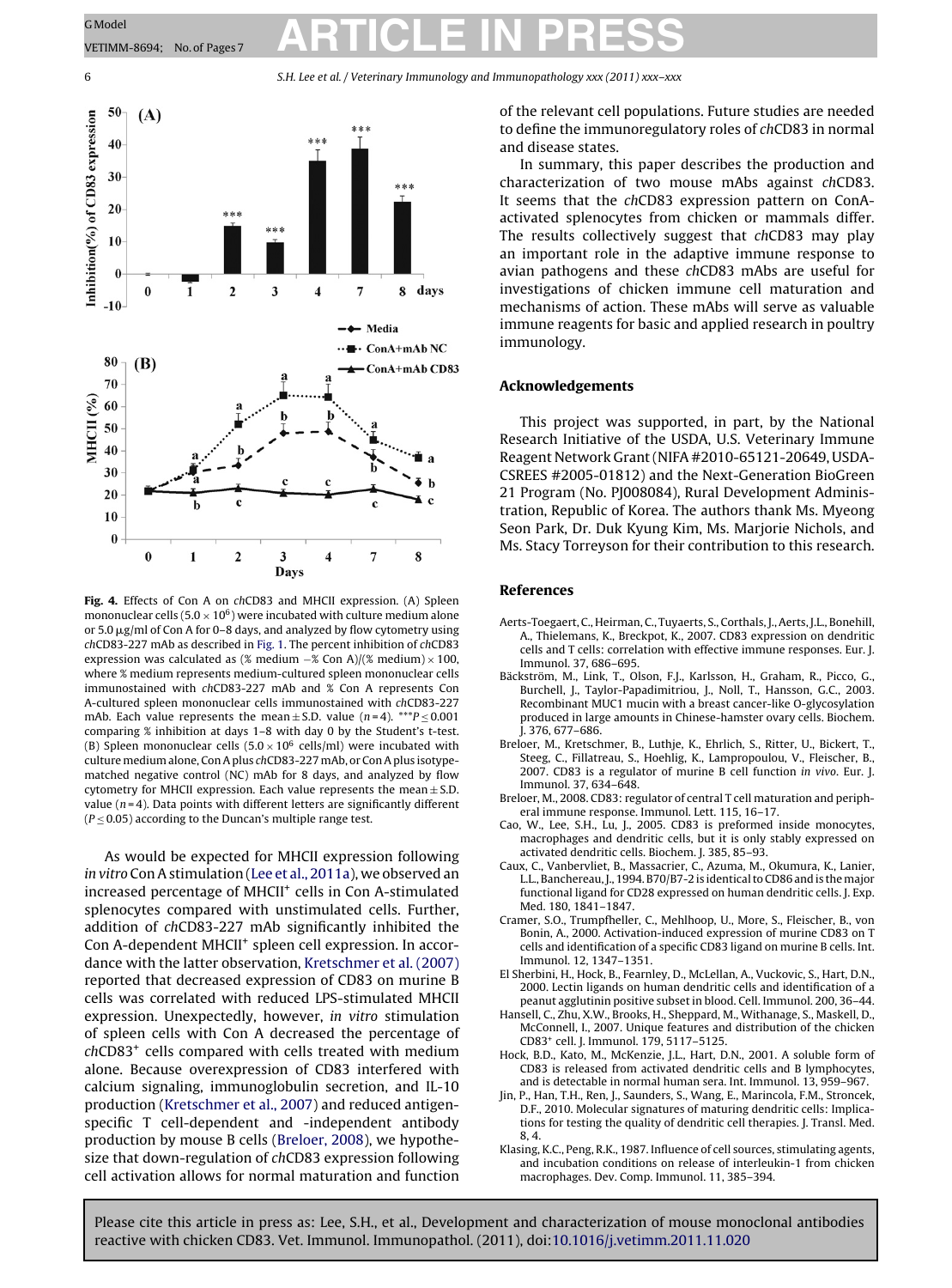**Fig. 4.** Effects of Con A on *ch*CD83 and MHCII expression. (A) Spleen mononuclear cells ($5.0 \times 10^6$) were incubated with culture medium alone or 5.0 μg/ml of Con A for 0–8 days, and analyzed by flow cytometry using *ch*CD83-227 mAb as described in Fig. 1. The percent inhibition of *ch*CD83 expression was calculated as (% medium −% Con A)/(% medium) × 100, where % medium represents medium-cultured spleen mononuclear cells immunostained with *ch*CD83-227 mAb and % Con A represents Con A-cultured spleen mononuclear cells immunostained with *ch*CD83-227 mAb. Each value represents the mean ± S.D. value ($n = 4$). $^{***}P \leq 0.001$ comparing % inhibition at days 1–8 with day 0 by the Student's t-test. (B) Spleen mononuclear cells ($5.0 \times 10^6$ cells/ml) were incubated with culture medium alone, Con A plus *ch*CD83-227 mAb, or Con A plus isotype-matched negative control (NC) mAb for 8 days, and analyzed by flow cytometry for MHCII expression. Each value represents the mean ± S.D. value ($n = 4$). Data points with different letters are significantly different ($P \leq 0.05$) according to the Duncan's multiple range test.

As would be expected for MHCII expression following *in vitro* Con A stimulation (Lee et al., 2011a), we observed an increased percentage of MHCII$^+$ cells in Con A-stimulated splenocytes compared with unstimulated cells. Further, addition of *ch*CD83-227 mAb significantly inhibited the Con A-dependent MHCII$^+$ spleen cell expression. In accordance with the latter observation, Kretschmer et al. (2007) reported that decreased expression of CD83 on murine B cells was correlated with reduced LPS-stimulated MHCII expression. Unexpectedly, however, *in vitro* stimulation of spleen cells with Con A decreased the percentage of *ch*CD83$^+$ cells compared with cells treated with medium alone. Because overexpression of CD83 interfered with calcium signaling, immunoglobulin secretion, and IL-10 production (Kretschmer et al., 2007) and reduced antigen-specific T cell-dependent and -independent antibody production by mouse B cells (Breloer, 2008), we hypothesize that down-regulation of *ch*CD83 expression following cell activation allows for normal maturation and function of the relevant cell populations. Future studies are needed to define the immunoregulatory roles of *ch*CD83 in normal and disease states.

In summary, this paper describes the production and characterization of two mouse mAbs against *ch*CD83. It seems that the *ch*CD83 expression pattern on ConA-activated splenocytes from chicken or mammals differ. The results collectively suggest that *ch*CD83 may play an important role in the adaptive immune response to avian pathogens and these *ch*CD83 mAbs are useful for investigations of chicken immune cell maturation and mechanisms of action. These mAbs will serve as valuable immune reagents for basic and applied research in poultry immunology.

## Acknowledgements

This project was supported, in part, by the National Research Initiative of the USDA, U.S. Veterinary Immune Reagent Network Grant (NIFA #2010-65121-20649, USDA-CSREES #2005-01812) and the Next-Generation BioGreen 21 Program (No. PJ008084), Rural Development Administration, Republic of Korea. The authors thank Ms. Myeong Seon Park, Dr. Duk Kyung Kim, Ms. Marjorie Nichols, and Ms. Stacy Torreyson for their contribution to this research.

## References

Aerts-Toegaert, C., Heirman, C., Tuyaerts, S., Corthals, J., Aerts, J.L., Bonehill, A., Thielemans, K., Breckpot, K., 2007. CD83 expression on dendritic cells and T cells: correlation with effective immune responses. Eur. J. Immunol. 37, 686–695.

Bäckström, M., Link, T., Olson, F.J., Karlsson, H., Graham, R., Picco, G., Burchell, J., Taylor-Papadimitriou, J., Noll, T., Hansson, G.C., 2003. Recombinant MUC1 mucin with a breast cancer-like O-glycosylation produced in large amounts in Chinese-hamster ovary cells. Biochem. J. 376, 677–686.

Breloer, M., Kretschmer, B., Luthje, K., Ehrlich, S., Ritter, U., Bickert, T., Steeg, C., Fillatreau, S., Hoehlig, K., Lampropoulou, V., Fleischer, B., 2007. CD83 is a regulator of murine B cell function *in vivo*. Eur. J. Immunol. 37, 634–648.

Breloer, M., 2008. CD83: regulator of central T cell maturation and peripheral immune response. Immunol. Lett. 115, 16–17.

Cao, W., Lee, S.H., Lu, J., 2005. CD83 is preformed inside monocytes, macrophages and dendritic cells, but it is only stably expressed on activated dendritic cells. Biochem. J. 385, 85–93.

Caux, C., Vanbervliet, B., Massacrier, C., Azuma, M., Okumura, K., Lanier, L.L., Banchereau, J., 1994. B70/B7-2 is identical to CD86 and is the major functional ligand for CD28 expressed on human dendritic cells. J. Exp. Med. 180, 1841–1847.

Cramer, S.O., Trumpfheller, C., Mehlhoop, U., More, S., Fleischer, B., von Bonin, A., 2000. Activation-induced expression of murine CD83 on T cells and identification of a specific CD83 ligand on murine B cells. Int. Immunol. 12, 1347–1351.

El Sherbini, H., Hock, B., Fearnley, D., McLellan, A., Vuckovic, S., Hart, D.N., 2000. Lectin ligands on human dendritic cells and identification of a peanut agglutinin positive subset in blood. Cell. Immunol. 200, 36–44.

Hansell, C., Zhu, X.W., Brooks, H., Sheppard, M., Withanage, S., Maskell, D., McConnell, I., 2007. Unique features and distribution of the chicken CD83$^+$ cell. J. Immunol. 179, 5117–5125.

Hock, B.D., Kato, M., McKenzie, J.L., Hart, D.N., 2001. A soluble form of CD83 is released from activated dendritic cells and B lymphocytes, and is detectable in normal human sera. Int. Immunol. 13, 959–967.

Jin, P., Han, T.H., Ren, J., Saunders, S., Wang, E., Marincola, F.M., Stroncek, D.F., 2010. Molecular signatures of maturing dendritic cells: Implications for testing the quality of dendritic cell therapies. J. Transl. Med. 8, 4.

Klasing, K.C., Peng, R.K., 1987. Influence of cell sources, stimulating agents, and incubation conditions on release of interleukin-1 from chicken macrophages. Dev. Comp. Immunol. 11, 385–394.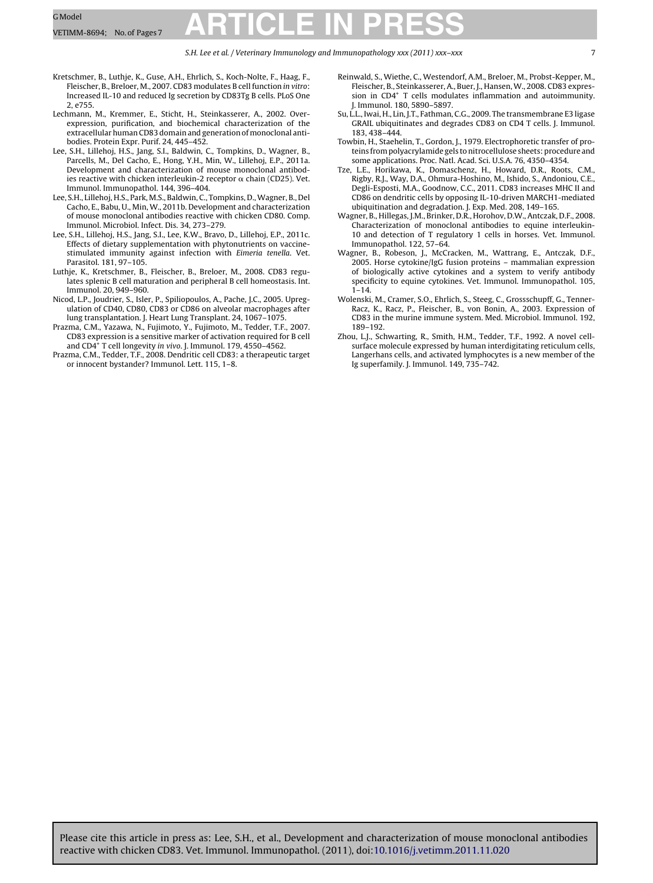Kretschmer, B., Luthje, K., Guse, A.H., Ehrlich, S., Koch-Nolte, F., Haag, F., Fleischer, B., Breloer, M., 2007. CD83 modulates B cell function *in vitro*: Increased IL-10 and reduced Ig secretion by CD83Tg B cells. PLoS One 2, e755.

Lechmann, M., Kremmer, E., Sticht, H., Steinkasserer, A., 2002. Overexpression, purification, and biochemical characterization of the extracellular human CD83 domain and generation of monoclonal antibodies. Protein Expr. Purif. 24, 445–452.

Lee, S.H., Lillehoj, H.S., Jang, S.I., Baldwin, C., Tompkins, D., Wagner, B., Parcells, M., Del Cacho, E., Hong, Y.H., Min, W., Lillehoj, E.P., 2011a. Development and characterization of mouse monoclonal antibodies reactive with chicken interleukin-2 receptor $\alpha$ chain (CD25). Vet. Immunol. Immunopathol. 144, 396–404.

Lee, S.H., Lillehoj, H.S., Park, M.S., Baldwin, C., Tompkins, D., Wagner, B., Del Cacho, E., Babu, U., Min, W., 2011b. Development and characterization of mouse monoclonal antibodies reactive with chicken CD80. Comp. Immunol. Microbiol. Infect. Dis. 34, 273–279.

Lee, S.H., Lillehoj, H.S., Jang, S.I., Lee, K.W., Bravo, D., Lillehoj, E.P., 2011c. Effects of dietary supplementation with phytonutrients on vaccine-stimulated immunity against infection with *Eimeria tenella*. Vet. Parasitol. 181, 97–105.

Luthje, K., Kretschmer, B., Fleischer, B., Breloer, M., 2008. CD83 regulates splenic B cell maturation and peripheral B cell homeostasis. Int. Immunol. 20, 949–960.

Nicod, L.P., Joudrier, S., Isler, P., Spiliopoulos, A., Pache, J.C., 2005. Upregulation of CD40, CD80, CD83 or CD86 on alveolar macrophages after lung transplantation. J. Heart Lung Transplant. 24, 1067–1075.

Prazma, C.M., Yazawa, N., Fujimoto, Y., Fujimoto, M., Tedder, T.F., 2007. CD83 expression is a sensitive marker of activation required for B cell and $CD4^+$ T cell longevity *in vivo*. J. Immunol. 179, 4550–4562.

Prazma, C.M., Tedder, T.F., 2008. Dendritic cell CD83: a therapeutic target or innocent bystander? Immunol. Lett. 115, 1–8.

Reinwald, S., Wiethe, C., Westendorf, A.M., Breloer, M., Probst-Kepper, M., Fleischer, B., Steinkasserer, A., Buer, J., Hansen, W., 2008. CD83 expression in $CD4^+$ T cells modulates inflammation and autoimmunity. J. Immunol. 180, 5890–5897.

Su, L.L., Iwai, H., Lin, J.T., Fathman, C.G., 2009. The transmembrane E3 ligase GRAIL ubiquitinates and degrades CD83 on CD4 T cells. J. Immunol. 183, 438–444.

Towbin, H., Staehelin, T., Gordon, J., 1979. Electrophoretic transfer of proteins from polyacrylamide gels to nitrocellulose sheets: procedure and some applications. Proc. Natl. Acad. Sci. U.S.A. 76, 4350–4354.

Tze, L.E., Horikawa, K., Domaschenz, H., Howard, D.R., Roots, C.M., Rigby, R.J., Way, D.A., Ohmura-Hoshino, M., Ishido, S., Andoniou, C.E., Degli-Esposti, M.A., Goodnow, C.C., 2011. CD83 increases MHC II and CD86 on dendritic cells by opposing IL-10-driven MARCH1-mediated ubiquitination and degradation. J. Exp. Med. 208, 149–165.

Wagner, B., Hillegas, J.M., Brinker, D.R., Horohov, D.W., Antczak, D.F., 2008. Characterization of monoclonal antibodies to equine interleukin-10 and detection of T regulatory 1 cells in horses. Vet. Immunol. Immunopathol. 122, 57–64.

Wagner, B., Robeson, J., McCracken, M., Wattrang, E., Antczak, D.F., 2005. Horse cytokine/IgG fusion proteins – mammalian expression of biologically active cytokines and a system to verify antibody specificity to equine cytokines. Vet. Immunol. Immunopathol. 105, 1–14.

Wolenski, M., Cramer, S.O., Ehrlich, S., Steeg, C., Grossschupff, G., Tenner-Racz, K., Racz, P., Fleischer, B., von Bonin, A., 2003. Expression of CD83 in the murine immune system. Med. Microbiol. Immunol. 192, 189–192.

Zhou, L.J., Schwarting, R., Smith, H.M., Tedder, T.F., 1992. A novel cell-surface molecule expressed by human interdigitating reticulum cells, Langerhans cells, and activated lymphocytes is a new member of the Ig superfamily. J. Immunol. 149, 735–742.